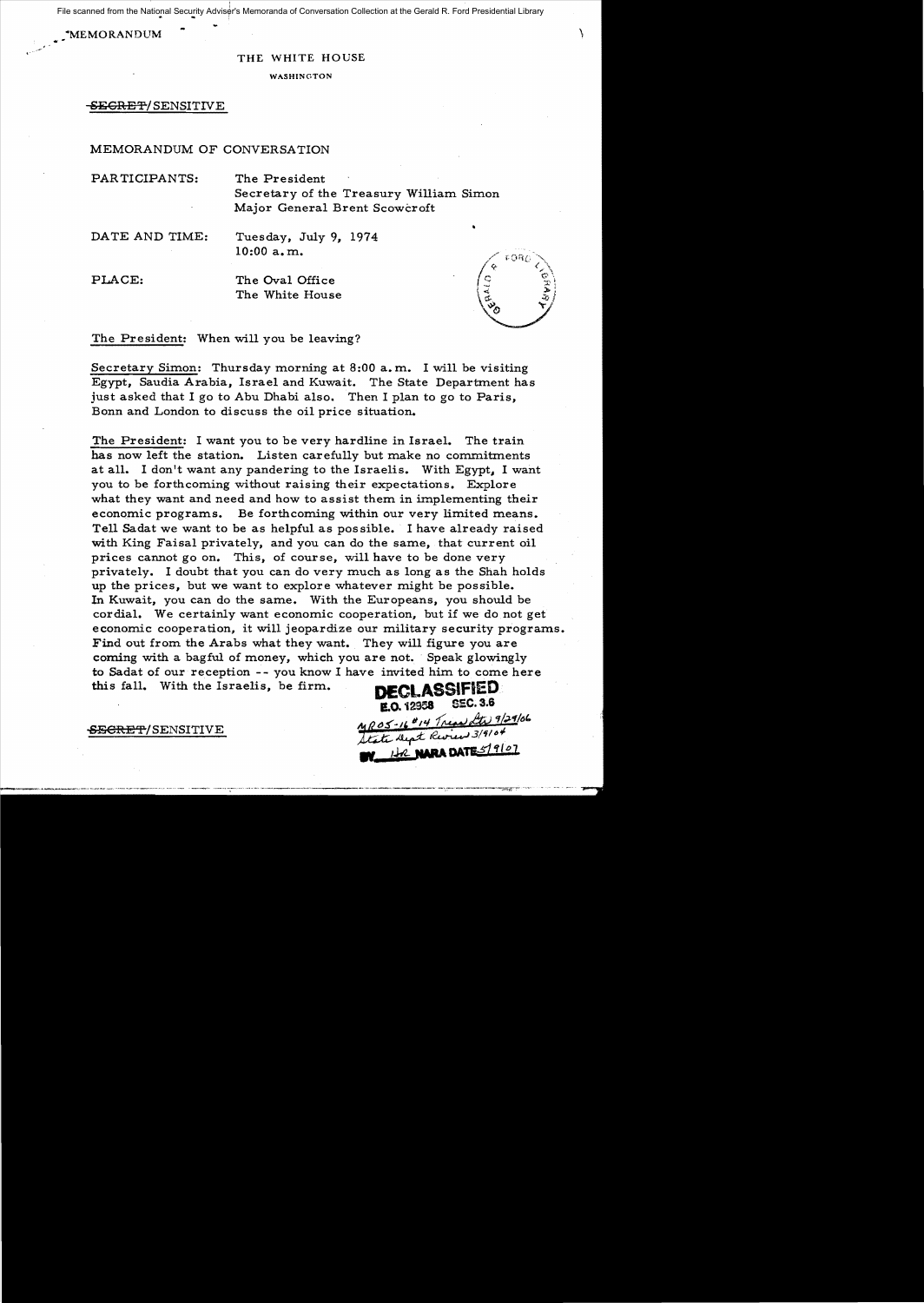File scanned from the National Security Adviser's Memoranda of Conversation Collection at the Gerald R. Ford Presidential Library

MEMORANDUM

THE WHITE HOUSE

WASHINGTON

~~SECRET~~/SENSITIVE

MEMORANDUM OF CONVERSATION

PARTICIPANTS: The President
Secretary of the Treasury William Simon
Major General Brent Scowcroft

DATE AND TIME: Tuesday, July 9, 1974
10:00 a.m.

PLACE: The Oval Office
The White House

The President: When will you be leaving?

Secretary Simon: Thursday morning at 8:00 a.m. I will be visiting Egypt, Saudia Arabia, Israel and Kuwait. The State Department has just asked that I go to Abu Dhabi also. Then I plan to go to Paris, Bonn and London to discuss the oil price situation.

The President: I want you to be very hardline in Israel. The train has now left the station. Listen carefully but make no commitments at all. I don't want any pandering to the Israelis. With Egypt, I want you to be forthcoming without raising their expectations. Explore what they want and need and how to assist them in implementing their economic programs. Be forthcoming within our very limited means. Tell Sadat we want to be as helpful as possible. I have already raised with King Faisal privately, and you can do the same, that current oil prices cannot go on. This, of course, will have to be done very privately. I doubt that you can do very much as long as the Shah holds up the prices, but we want to explore whatever might be possible. In Kuwait, you can do the same. With the Europeans, you should be cordial. We certainly want economic cooperation, but if we do not get economic cooperation, it will jeopardize our military security programs. Find out from the Arabs what they want. They will figure you are coming with a bagful of money, which you are not. Speak glowingly to Sadat of our reception -- you know I have invited him to come here this fall. With the Israelis, be firm.

DECLASSIFIED
E.O. 12958 SEC. 3.6
MR05-16 #14 Treas Ltr 9/29/06
State Dept Review 3/9/04
BY HR NARA DATE 5/9/07

~~SECRET~~/SENSITIVE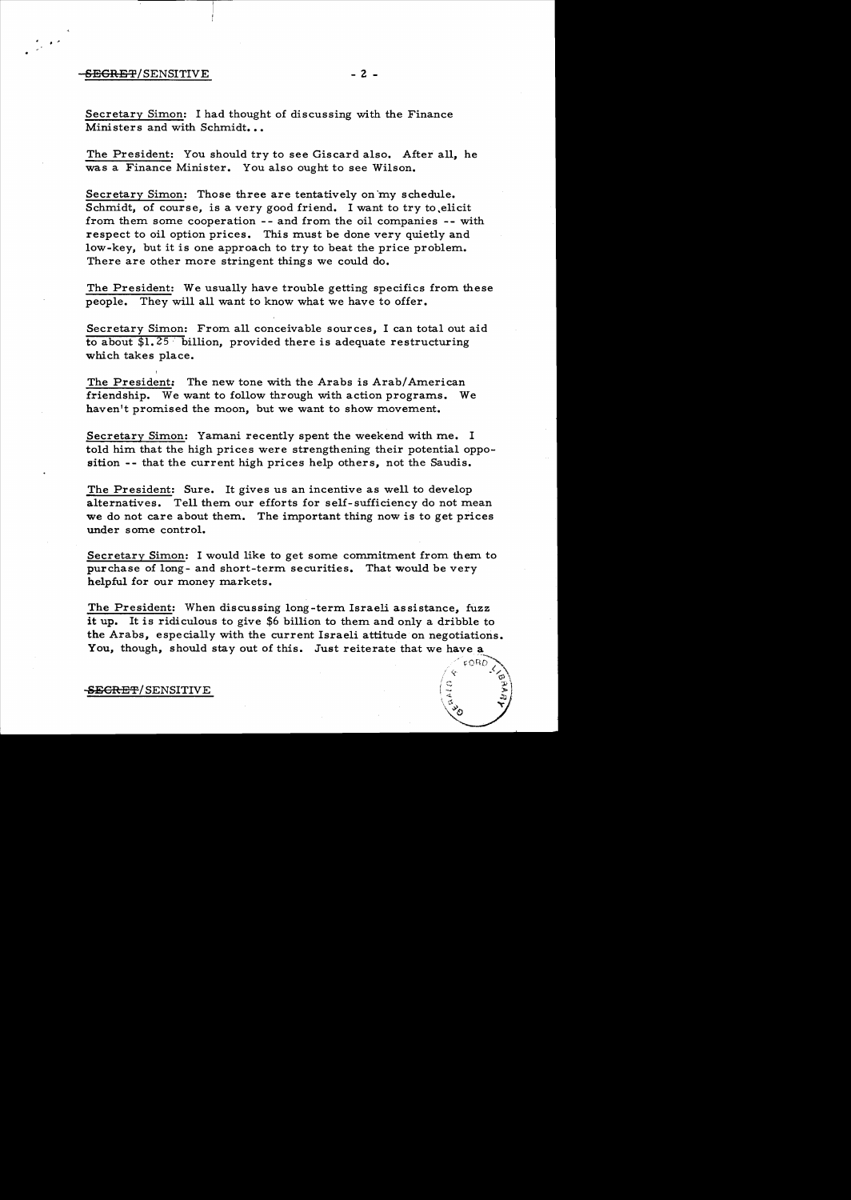Secretary Simon: I had thought of discussing with the Finance Ministers and with Schmidt...

The President: You should try to see Giscard also. After all, he was a Finance Minister. You also ought to see Wilson.

Secretary Simon: Those three are tentatively on my schedule. Schmidt, of course, is a very good friend. I want to try to elicit from them some cooperation -- and from the oil companies -- with respect to oil option prices. This must be done very quietly and low-key, but it is one approach to try to beat the price problem. There are other more stringent things we could do.

The President: We usually have trouble getting specifics from these people. They will all want to know what we have to offer.

Secretary Simon: From all conceivable sources, I can total out aid to about $1.25 billion, provided there is adequate restructuring which takes place.

The President: The new tone with the Arabs is Arab/American friendship. We want to follow through with action programs. We haven't promised the moon, but we want to show movement.

Secretary Simon: Yamani recently spent the weekend with me. I told him that the high prices were strengthening their potential opposition -- that the current high prices help others, not the Saudis.

The President: Sure. It gives us an incentive as well to develop alternatives. Tell them our efforts for self-sufficiency do not mean we do not care about them. The important thing now is to get prices under some control.

Secretary Simon: I would like to get some commitment from them to purchase of long- and short-term securities. That would be very helpful for our money markets.

The President: When discussing long-term Israeli assistance, fuzz it up. It is ridiculous to give $6 billion to them and only a dribble to the Arabs, especially with the current Israeli attitude on negotiations. You, though, should stay out of this. Just reiterate that we have a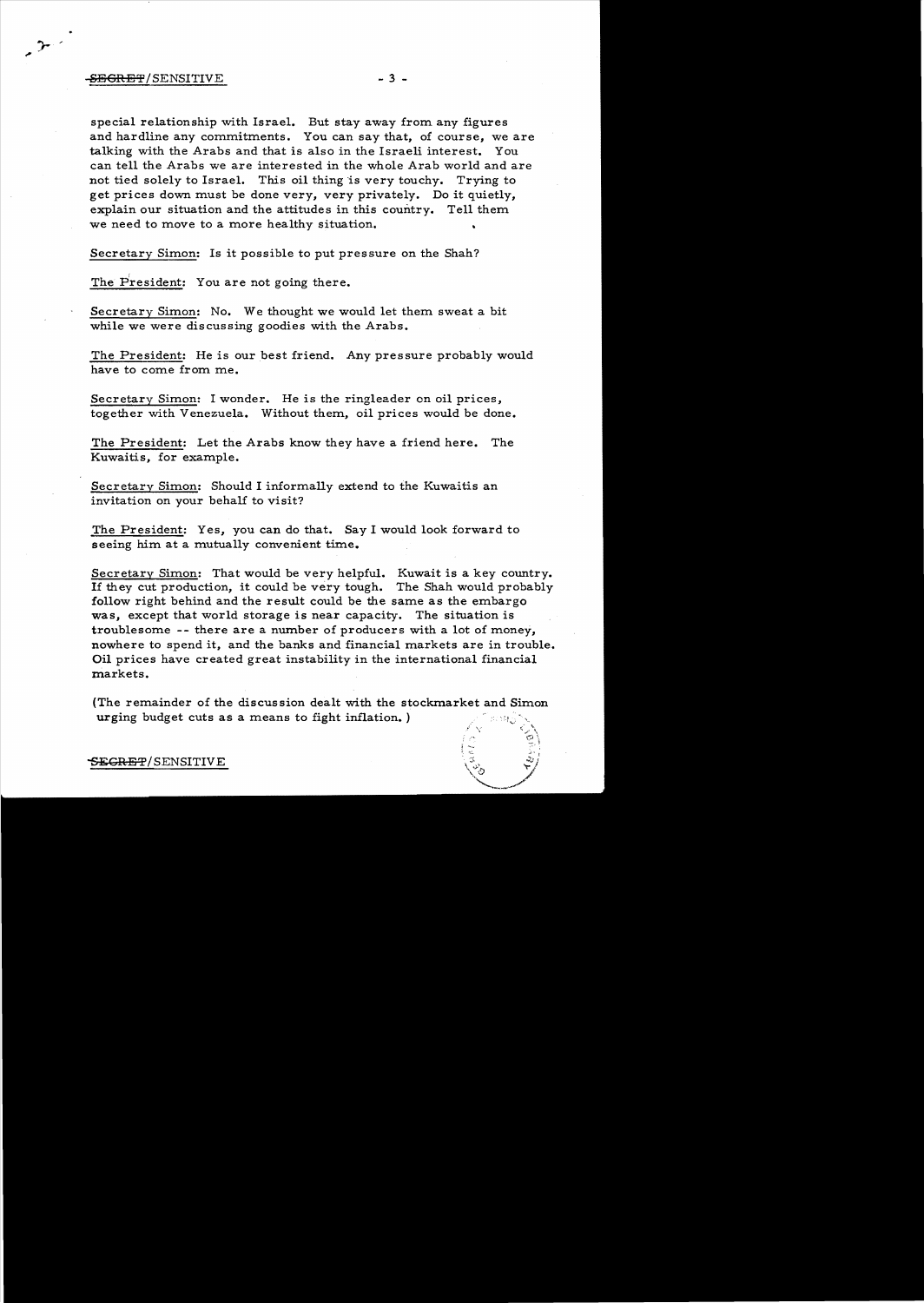special relationship with Israel. But stay away from any figures and hardline any commitments. You can say that, of course, we are talking with the Arabs and that is also in the Israeli interest. You can tell the Arabs we are interested in the whole Arab world and are not tied solely to Israel. This oil thing is very touchy. Trying to get prices down must be done very, very privately. Do it quietly, explain our situation and the attitudes in this country. Tell them we need to move to a more healthy situation.

Secretary Simon: Is it possible to put pressure on the Shah?

The President: You are not going there.

Secretary Simon: No. We thought we would let them sweat a bit while we were discussing goodies with the Arabs.

The President: He is our best friend. Any pressure probably would have to come from me.

Secretary Simon: I wonder. He is the ringleader on oil prices, together with Venezuela. Without them, oil prices would be done.

The President: Let the Arabs know they have a friend here. The Kuwaitis, for example.

Secretary Simon: Should I informally extend to the Kuwaitis an invitation on your behalf to visit?

The President: Yes, you can do that. Say I would look forward to seeing him at a mutually convenient time.

Secretary Simon: That would be very helpful. Kuwait is a key country. If they cut production, it could be very tough. The Shah would probably follow right behind and the result could be the same as the embargo was, except that world storage is near capacity. The situation is troublesome -- there are a number of producers with a lot of money, nowhere to spend it, and the banks and financial markets are in trouble. Oil prices have created great instability in the international financial markets.

(The remainder of the discussion dealt with the stockmarket and Simon urging budget cuts as a means to fight inflation.)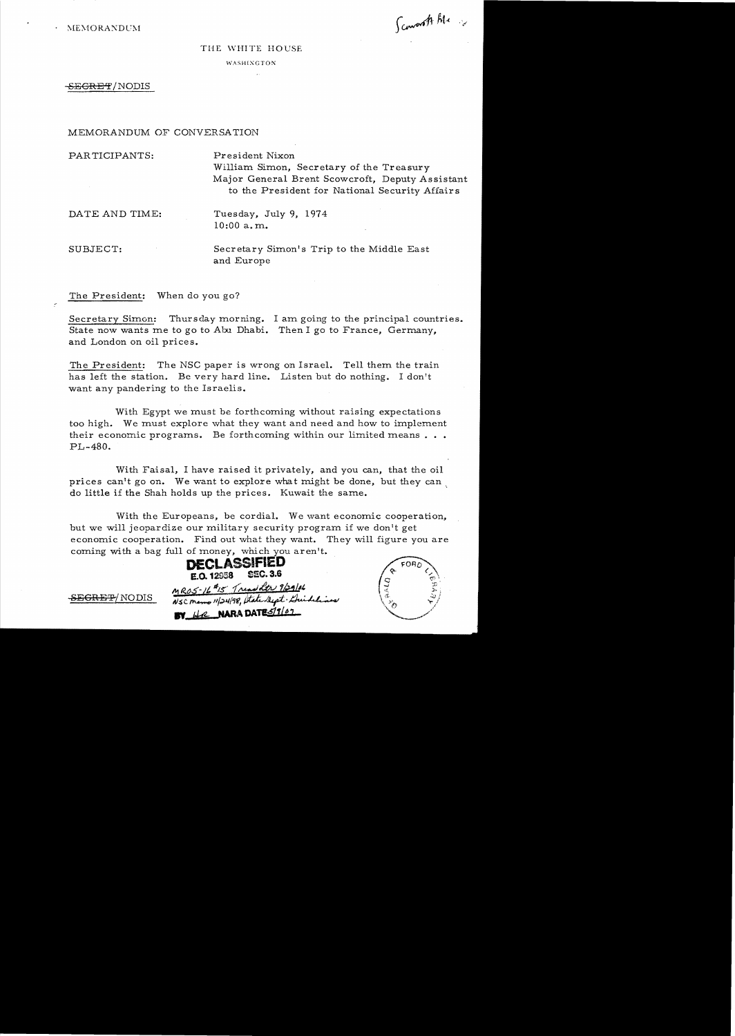MEMORANDUM

Scowcroft file

THE WHITE HOUSE

WASHINGTON

~~SECRET~~/NODIS

MEMORANDUM OF CONVERSATION

PARTICIPANTS: President Nixon
William Simon, Secretary of the Treasury
Major General Brent Scowcroft, Deputy Assistant to the President for National Security Affairs

DATE AND TIME: Tuesday, July 9, 1974
10:00 a.m.

SUBJECT: Secretary Simon's Trip to the Middle East and Europe

The President: When do you go?

Secretary Simon: Thursday morning. I am going to the principal countries. State now wants me to go to Abu Dhabi. Then I go to France, Germany, and London on oil prices.

The President: The NSC paper is wrong on Israel. Tell them the train has left the station. Be very hard line. Listen but do nothing. I don't want any pandering to the Israelis.

With Egypt we must be forthcoming without raising expectations too high. We must explore what they want and need and how to implement their economic programs. Be forthcoming within our limited means . . . PL-480.

With Faisal, I have raised it privately, and you can, that the oil prices can't go on. We want to explore what might be done, but they can do little if the Shah holds up the prices. Kuwait the same.

With the Europeans, be cordial. We want economic cooperation, but we will jeopardize our military security program if we don't get economic cooperation. Find out what they want. They will figure you are coming with a bag full of money, which you aren't.

**DECLASSIFIED**
E.O. 12958 SEC. 3.6
MR05-16 #15 Tread Ltr 9/29/06
NSC memo 11/24/98, State Dept. Guidelines
BY HR NARA DATE 5/7/07

~~SECRET~~/NODIS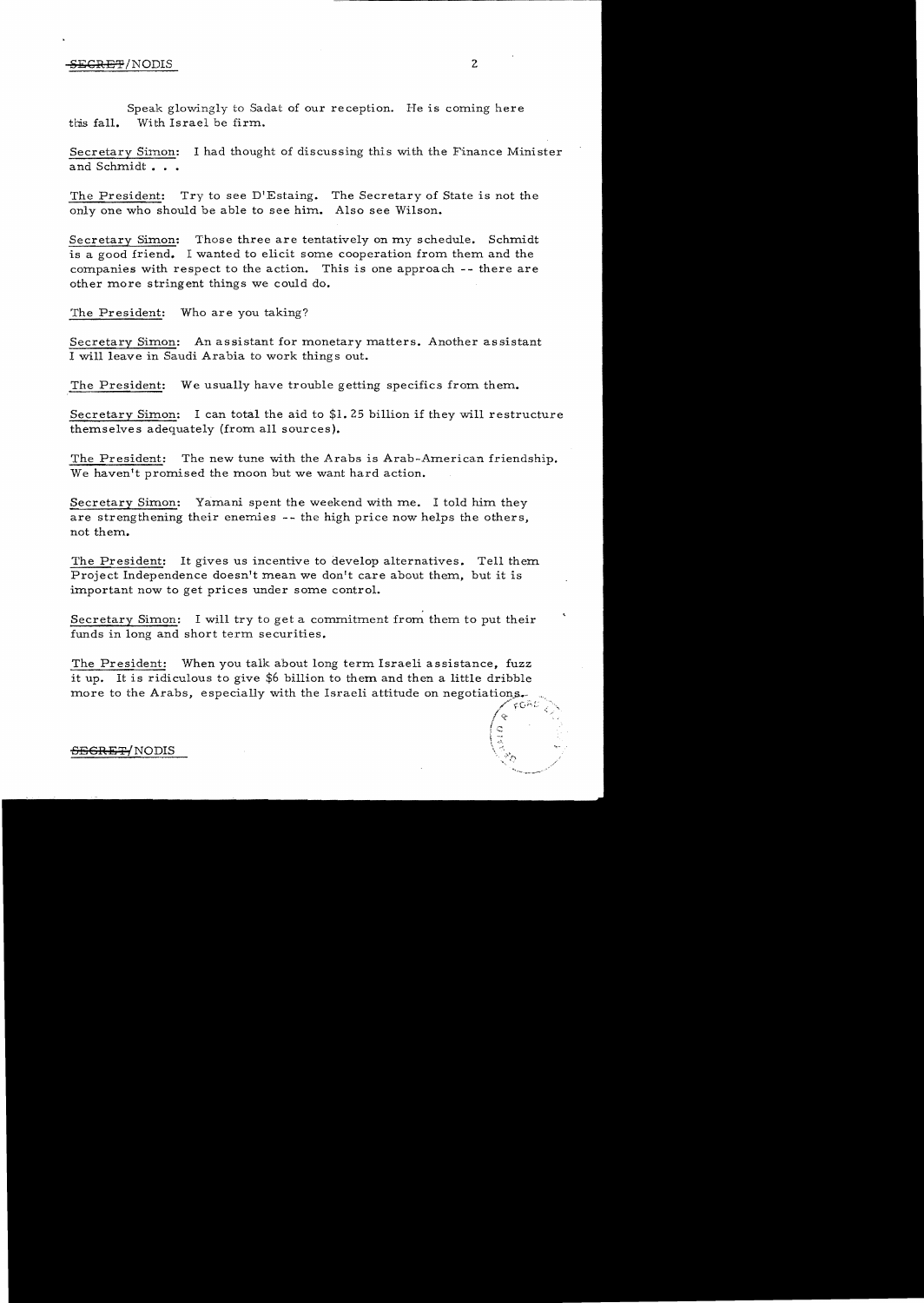Speak glowingly to Sadat of our reception. He is coming here this fall. With Israel be firm.

Secretary Simon: I had thought of discussing this with the Finance Minister and Schmidt . . .

The President: Try to see D'Estaing. The Secretary of State is not the only one who should be able to see him. Also see Wilson.

Secretary Simon: Those three are tentatively on my schedule. Schmidt is a good friend. I wanted to elicit some cooperation from them and the companies with respect to the action. This is one approach -- there are other more stringent things we could do.

The President: Who are you taking?

Secretary Simon: An assistant for monetary matters. Another assistant I will leave in Saudi Arabia to work things out.

The President: We usually have trouble getting specifics from them.

Secretary Simon: I can total the aid to $1.25 billion if they will restructure themselves adequately (from all sources).

The President: The new tune with the Arabs is Arab-American friendship. We haven't promised the moon but we want hard action.

Secretary Simon: Yamani spent the weekend with me. I told him they are strengthening their enemies -- the high price now helps the others, not them.

The President: It gives us incentive to develop alternatives. Tell them Project Independence doesn't mean we don't care about them, but it is important now to get prices under some control.

Secretary Simon: I will try to get a commitment from them to put their funds in long and short term securities.

The President: When you talk about long term Israeli assistance, fuzz it up. It is ridiculous to give $6 billion to them and then a little dribble more to the Arabs, especially with the Israeli attitude on negotiations.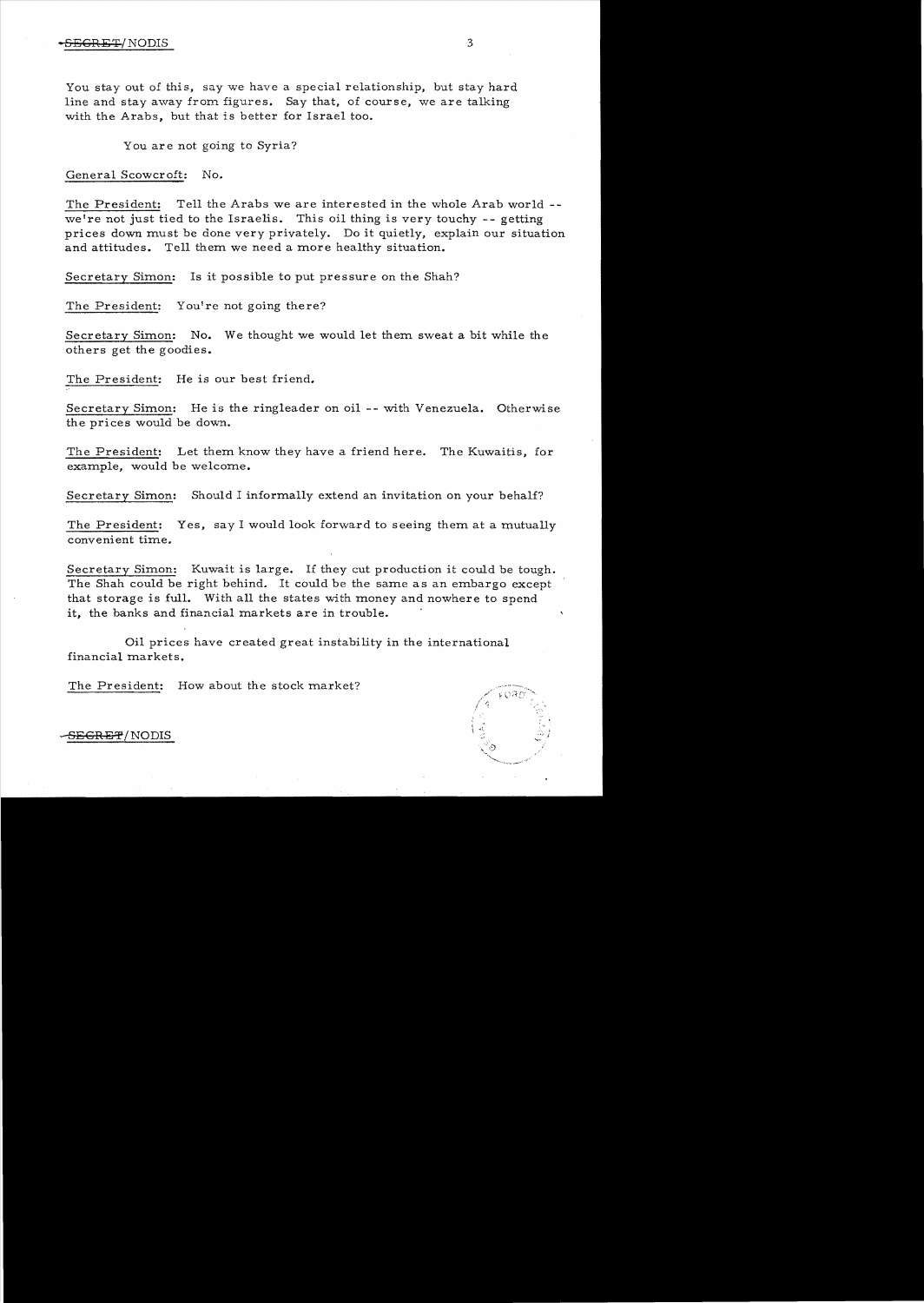You stay out of this, say we have a special relationship, but stay hard line and stay away from figures. Say that, of course, we are talking with the Arabs, but that is better for Israel too.

You are not going to Syria?

General Scowcroft: No.

The President: Tell the Arabs we are interested in the whole Arab world -- we're not just tied to the Israelis. This oil thing is very touchy -- getting prices down must be done very privately. Do it quietly, explain our situation and attitudes. Tell them we need a more healthy situation.

Secretary Simon: Is it possible to put pressure on the Shah?

The President: You're not going there?

Secretary Simon: No. We thought we would let them sweat a bit while the others get the goodies.

The President: He is our best friend.

Secretary Simon: He is the ringleader on oil -- with Venezuela. Otherwise the prices would be down.

The President: Let them know they have a friend here. The Kuwaitis, for example, would be welcome.

Secretary Simon: Should I informally extend an invitation on your behalf?

The President: Yes, say I would look forward to seeing them at a mutually convenient time.

Secretary Simon: Kuwait is large. If they cut production it could be tough. The Shah could be right behind. It could be the same as an embargo except that storage is full. With all the states with money and nowhere to spend it, the banks and financial markets are in trouble.

Oil prices have created great instability in the international financial markets.

The President: How about the stock market?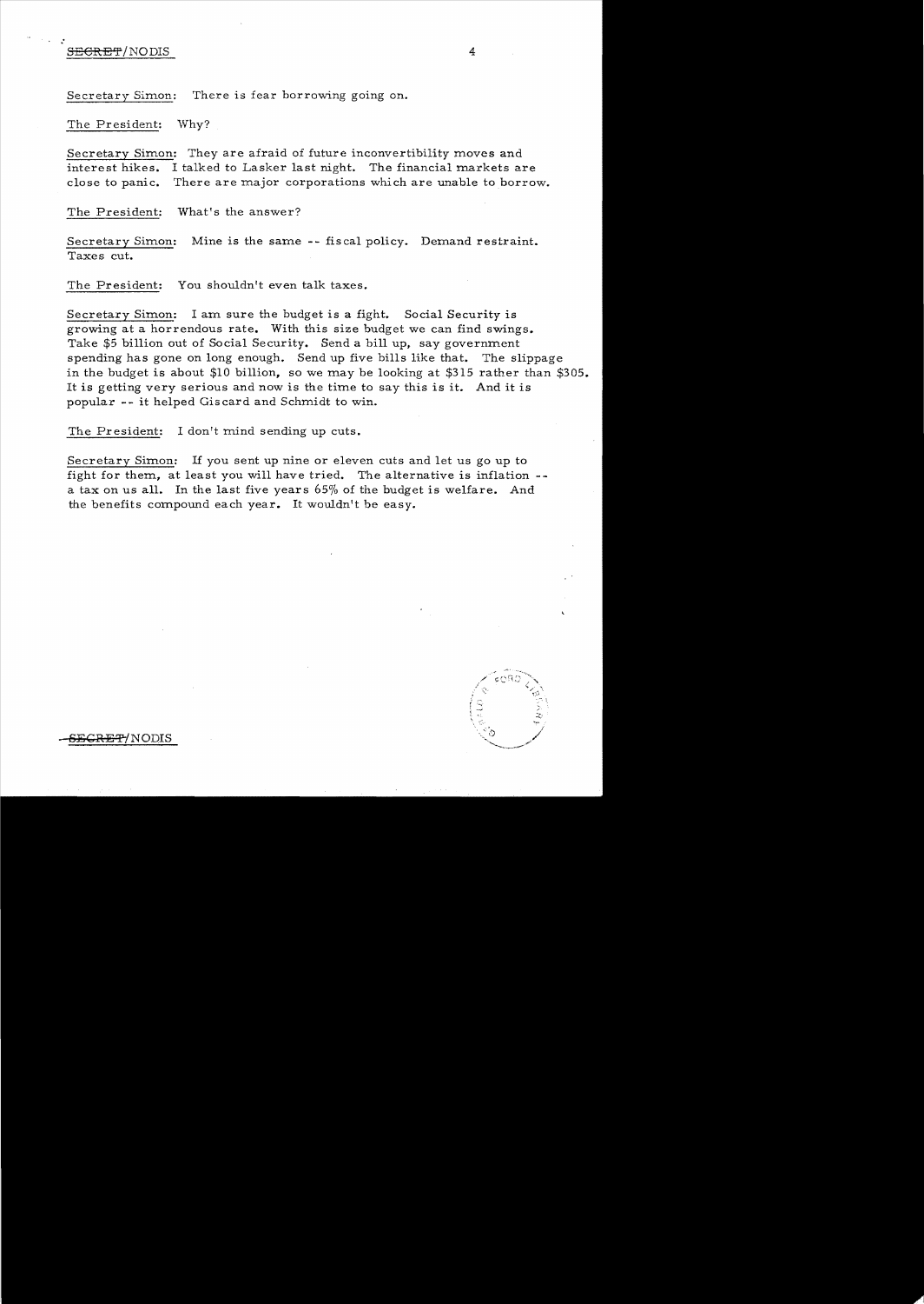Secretary Simon: There is fear borrowing going on.

The President: Why?

Secretary Simon: They are afraid of future inconvertibility moves and interest hikes. I talked to Lasker last night. The financial markets are close to panic. There are major corporations which are unable to borrow.

The President: What's the answer?

Secretary Simon: Mine is the same -- fiscal policy. Demand restraint. Taxes cut.

The President: You shouldn't even talk taxes.

Secretary Simon: I am sure the budget is a fight. Social Security is growing at a horrendous rate. With this size budget we can find swings. Take $5 billion out of Social Security. Send a bill up, say government spending has gone on long enough. Send up five bills like that. The slippage in the budget is about $10 billion, so we may be looking at $315 rather than $305. It is getting very serious and now is the time to say this is it. And it is popular -- it helped Giscard and Schmidt to win.

The President: I don't mind sending up cuts.

Secretary Simon: If you sent up nine or eleven cuts and let us go up to fight for them, at least you will have tried. The alternative is inflation -- a tax on us all. In the last five years 65% of the budget is welfare. And the benefits compound each year. It wouldn't be easy.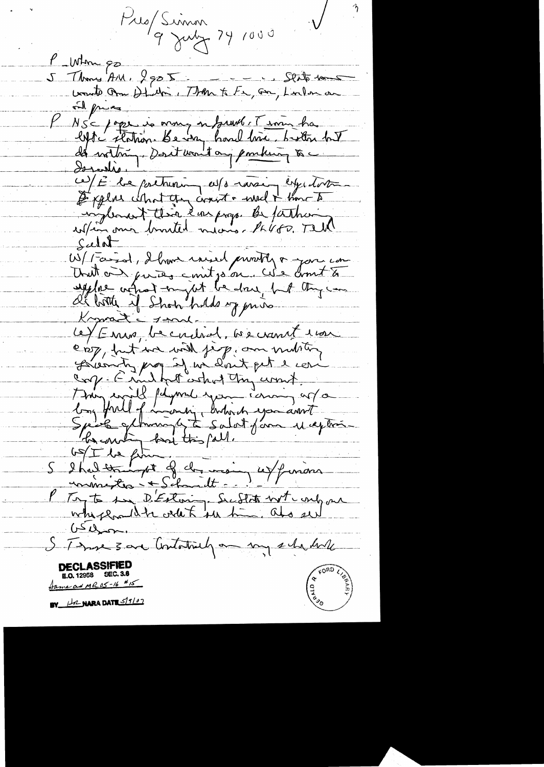Pres/Simon
9 July 74 1000

P When go

S Thurs AM, 8:00 — — — State wants invite Amb Dhahran. Then to Fr, Ger, London on oil prices.

P NSC paper is very interesting. I can have left station. Be very hard line, better but do nothing. Don't want any pushing to Saudis.

W/E be [petitioning] w/o raising expectations. Explain what they can't & need to know to implement their own progs. Be flattering w/in our limited means. PL480. Tell Saudi

W/ Faisal, I have raised privately & you can that oil prices must go on. We don't [expect] what might be done, but they can do little if Shah holds up prices. Kuwait same.

W/ Emir, be cordial. We cannot [reach] coop, but we will jeop. our industry security prog if we don't get a real coop. E[mir] wants what they want. They will [play] you along w/ a big pull of money, which you won't. Speak glowingly to Saudi from [the] [?] we are receiving here this fall.

W/ I be firm.

S I had thought of discussing w/ finance ministers — & Schmidt — .

P Try to see D'Estaing. Sec State not only one who should be able to see him. Also see Wilson.

S These 3 are critically on my schedule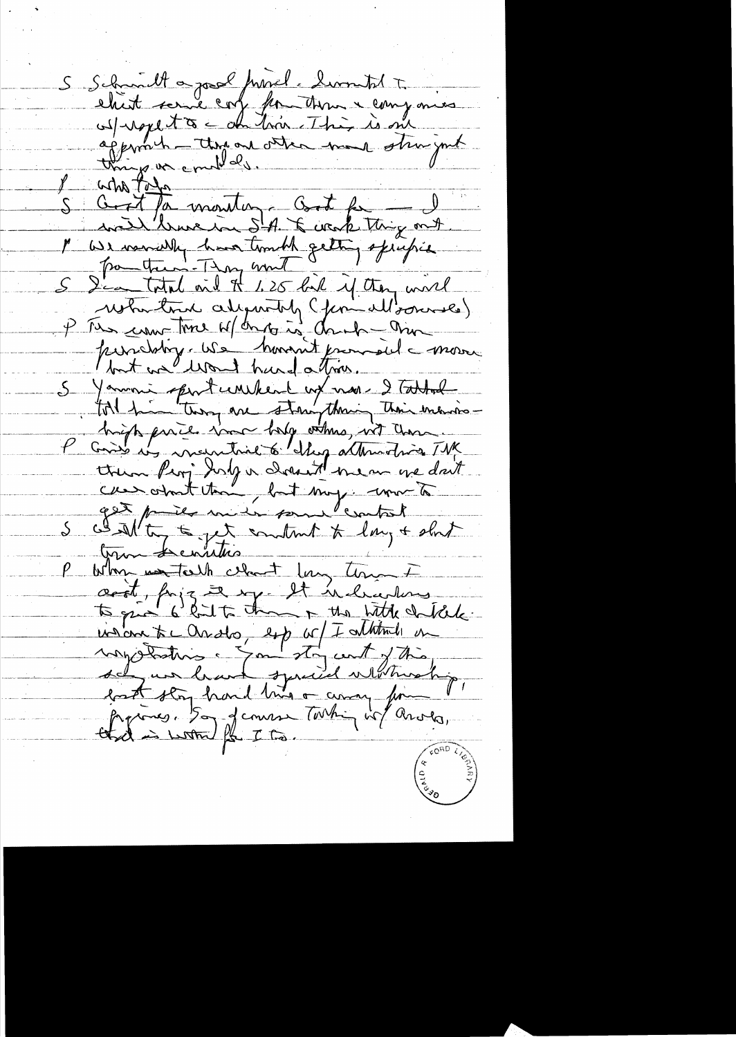S Schmidt a good friend. Summit T. Elicit some conf from them & companies w/ respect to a doctrine. This is our approach — there are other more stringent things we could do.

P Who told?

S Good for moratorium. Good for — I will brief in SA. & work thing out.

P We normally have trouble getting specifics from them. They want

S I can total aid to 1.25 bil if they would voluntarily adequately (from all sources)

P The economic turn w/ Arabs is Arab — Iran purchasing. We haven't promised a moratorium but we won't hurt others.

S Yamani spent weekend w/ me. I talked told him they are stupid their increasing — high prices. They help others, not them.

P Gov is uncertain to rely on alternatives. TNK them Perj. Judy is doesn't mean we don't care about them, but may move to get prices in some contact

S Will try to get contact to long & short term chemistries

P When we talk about long term I avoid, freeze etc. It is dangerous to give 6 bil to them & the little chitchat is more to Arabs, esp w/ I attitude on negotiations. Some stay out of this, saying we have special relationship, but stay hard line & away from figures. So of course talking w/ Arabs, that is what FL to.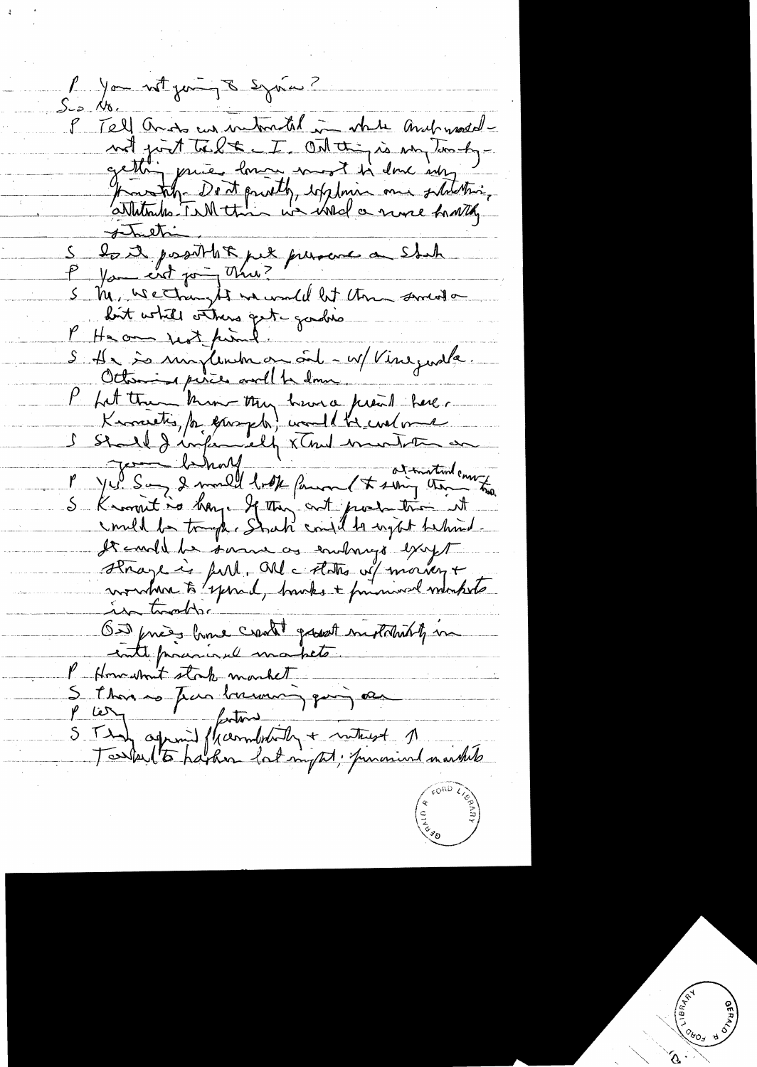P You not going to Syria?

S No.

P Tell Arabs we interested in whole Arab world – not just the U.S. – I. Old thing is why Iran-ly getting prices home must be done why. Frankly Don't push, explain our situation, attitudes. Tell them we need a more healthy situation.

S Is it possible to put pressure on Shah

P You not going there?

S No. We thought we would let them sweat a bit while others get goodies

P He our best friend.

S He is unyielding on oil – w/ Venezuela. Octoni price will be down.

P Let them know they have a friend here. Kuwaitis, for example, would be welcome.

S Should I informally & Cord mention on your behalf

P Yes. Say I would look forward to seeing them at mutual convenience.

S Kuwait is huge. If they cut production it would be tough. Shah could be right behind. It would be same as embargo except storage is full. All states w/ money & nowhere to spend, banks & financial markets in trouble.

Oil prices have caused greatest instability in intl financial markets.

P How about stock market

S There is fear borrowing going on

P Why

S They afraid of uncertainty & interest ↑ Talked to Hakim last night; financial markets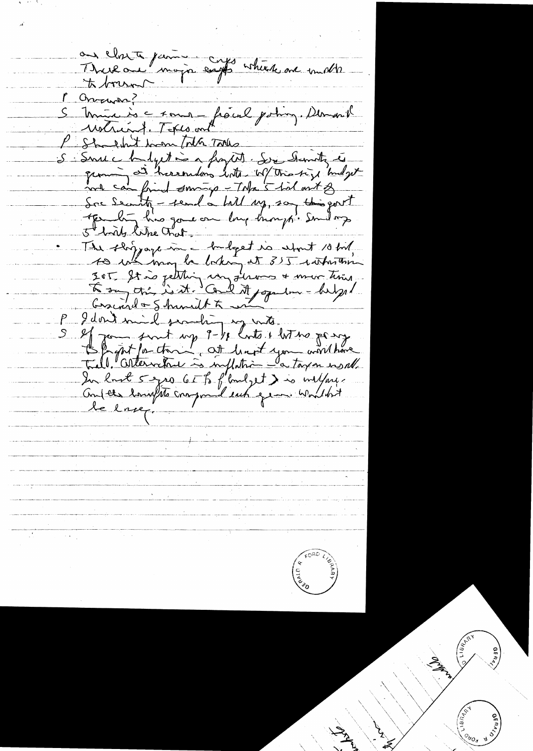and close to panic cuts
There are major cuts which are unable to
to present

P Answer?

S Mine is a sound fiscal policy. Demand
restraint. Taxes out.

P Shouldn't know total taxes

S Since budget is a deficit. Soc Security is
growing at tremendous rate. w/ this size budget
we can find savings - Take 5 bil out of
Soc Security - send a bill up, say this govt
spending has gone on long enough. Sound up
5 bils like that.

• The slippage in the budget is about 10 bil,
so we may be looking at 375 without the
30T. It is getting very serious & more than
to say this is it. Could it forgo - helps!
Greenspan & Schmults to win

P I don't mind something up with.

S If you sent up 9-10 bil cuts & lost no gravy
to fight for them, at least you would have
tried. Alternative is inflation - a taxpayer would.
In last 5 yrs 65% of budget > is welfare.
And the benefits compound each year. Wouldn't
be easy.